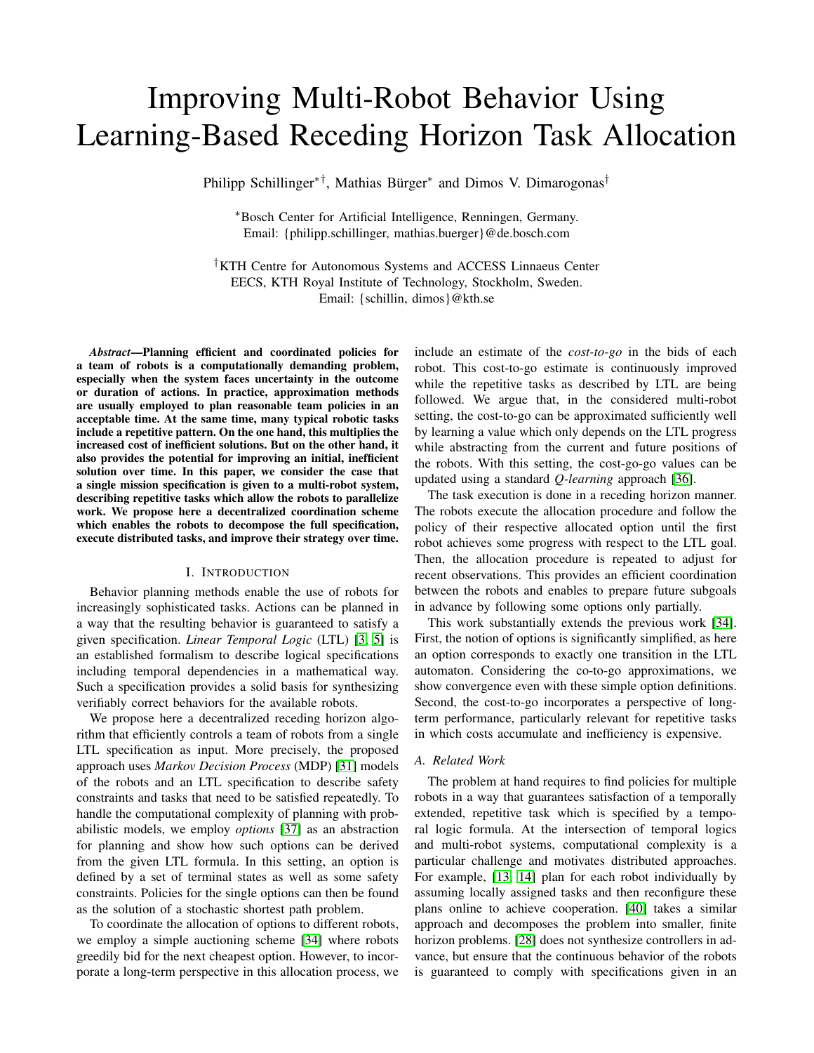# Improving Multi-Robot Behavior Using Learning-Based Receding Horizon Task Allocation

Philipp Schillinger*†, Mathias Bürger* and Dimos V. Dimarogonas†

*Bosch Center for Artificial Intelligence, Renningen, Germany.
Email: {philipp.schillinger, mathias.buerger}@de.bosch.com

†KTH Centre for Autonomous Systems and ACCESS Linnaeus Center
EECS, KTH Royal Institute of Technology, Stockholm, Sweden.
Email: {schillin, dimos}@kth.se

***Abstract*—Planning efficient and coordinated policies for a team of robots is a computationally demanding problem, especially when the system faces uncertainty in the outcome or duration of actions. In practice, approximation methods are usually employed to plan reasonable team policies in an acceptable time. At the same time, many typical robotic tasks include a repetitive pattern. On the one hand, this multiplies the increased cost of inefficient solutions. But on the other hand, it also provides the potential for improving an initial, inefficient solution over time. In this paper, we consider the case that a single mission specification is given to a multi-robot system, describing repetitive tasks which allow the robots to parallelize work. We propose here a decentralized coordination scheme which enables the robots to decompose the full specification, execute distributed tasks, and improve their strategy over time.**

## I. Introduction

Behavior planning methods enable the use of robots for increasingly sophisticated tasks. Actions can be planned in a way that the resulting behavior is guaranteed to satisfy a given specification. *Linear Temporal Logic* (LTL) [3, 5] is an established formalism to describe logical specifications including temporal dependencies in a mathematical way. Such a specification provides a solid basis for synthesizing verifiably correct behaviors for the available robots.

We propose here a decentralized receding horizon algorithm that efficiently controls a team of robots from a single LTL specification as input. More precisely, the proposed approach uses *Markov Decision Process* (MDP) [31] models of the robots and an LTL specification to describe safety constraints and tasks that need to be satisfied repeatedly. To handle the computational complexity of planning with probabilistic models, we employ *options* [37] as an abstraction for planning and show how such options can be derived from the given LTL formula. In this setting, an option is defined by a set of terminal states as well as some safety constraints. Policies for the single options can then be found as the solution of a stochastic shortest path problem.

To coordinate the allocation of options to different robots, we employ a simple auctioning scheme [34] where robots greedily bid for the next cheapest option. However, to incorporate a long-term perspective in this allocation process, we include an estimate of the *cost-to-go* in the bids of each robot. This cost-to-go estimate is continuously improved while the repetitive tasks as described by LTL are being followed. We argue that, in the considered multi-robot setting, the cost-to-go can be approximated sufficiently well by learning a value which only depends on the LTL progress while abstracting from the current and future positions of the robots. With this setting, the cost-go-go values can be updated using a standard *Q-learning* approach [36].

The task execution is done in a receding horizon manner. The robots execute the allocation procedure and follow the policy of their respective allocated option until the first robot achieves some progress with respect to the LTL goal. Then, the allocation procedure is repeated to adjust for recent observations. This provides an efficient coordination between the robots and enables to prepare future subgoals in advance by following some options only partially.

This work substantially extends the previous work [34]. First, the notion of options is significantly simplified, as here an option corresponds to exactly one transition in the LTL automaton. Considering the co-to-go approximations, we show convergence even with these simple option definitions. Second, the cost-to-go incorporates a perspective of long-term performance, particularly relevant for repetitive tasks in which costs accumulate and inefficiency is expensive.

### A. Related Work

The problem at hand requires to find policies for multiple robots in a way that guarantees satisfaction of a temporally extended, repetitive task which is specified by a temporal logic formula. At the intersection of temporal logics and multi-robot systems, computational complexity is a particular challenge and motivates distributed approaches. For example, [13, 14] plan for each robot individually by assuming locally assigned tasks and then reconfigure these plans online to achieve cooperation. [40] takes a similar approach and decomposes the problem into smaller, finite horizon problems. [28] does not synthesize controllers in advance, but ensure that the continuous behavior of the robots is guaranteed to comply with specifications given in an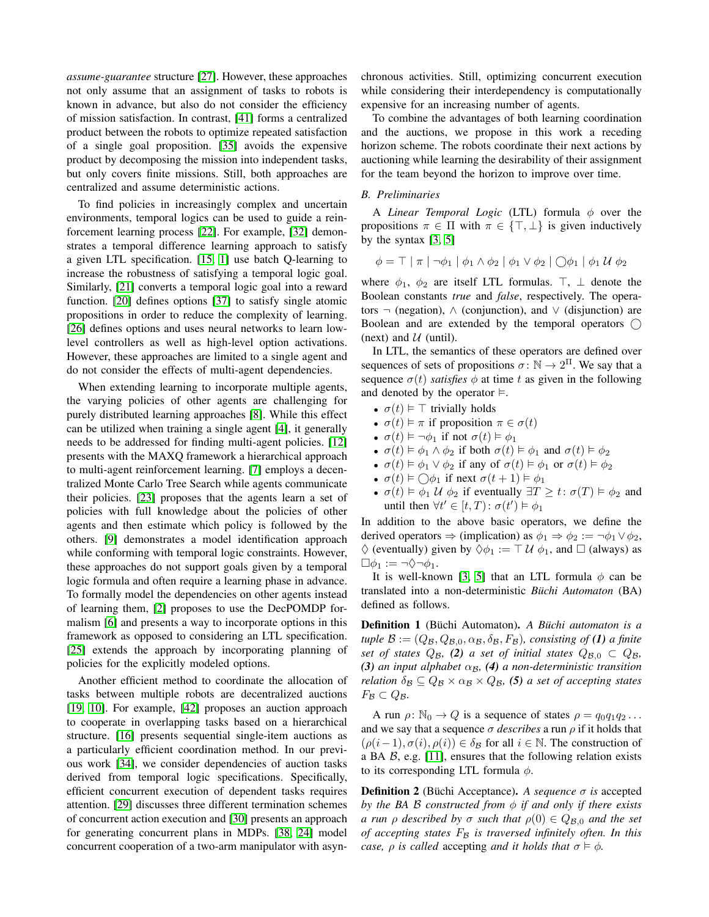*assume-guarantee* structure [27]. However, these approaches not only assume that an assignment of tasks to robots is known in advance, but also do not consider the efficiency of mission satisfaction. In contrast, [41] forms a centralized product between the robots to optimize repeated satisfaction of a single goal proposition. [35] avoids the expensive product by decomposing the mission into independent tasks, but only covers finite missions. Still, both approaches are centralized and assume deterministic actions.

To find policies in increasingly complex and uncertain environments, temporal logics can be used to guide a reinforcement learning process [22]. For example, [32] demonstrates a temporal difference learning approach to satisfy a given LTL specification. [15, 1] use batch Q-learning to increase the robustness of satisfying a temporal logic goal. Similarly, [21] converts a temporal logic goal into a reward function. [20] defines options [37] to satisfy single atomic propositions in order to reduce the complexity of learning. [26] defines options and uses neural networks to learn low-level controllers as well as high-level option activations. However, these approaches are limited to a single agent and do not consider the effects of multi-agent dependencies.

When extending learning to incorporate multiple agents, the varying policies of other agents are challenging for purely distributed learning approaches [8]. While this effect can be utilized when training a single agent [4], it generally needs to be addressed for finding multi-agent policies. [12] presents with the MAXQ framework a hierarchical approach to multi-agent reinforcement learning. [7] employs a decentralized Monte Carlo Tree Search while agents communicate their policies. [23] proposes that the agents learn a set of policies with full knowledge about the policies of other agents and then estimate which policy is followed by the others. [9] demonstrates a model identification approach while conforming with temporal logic constraints. However, these approaches do not support goals given by a temporal logic formula and often require a learning phase in advance. To formally model the dependencies on other agents instead of learning them, [2] proposes to use the DecPOMDP formalism [6] and presents a way to incorporate options in this framework as opposed to considering an LTL specification. [25] extends the approach by incorporating planning of policies for the explicitly modeled options.

Another efficient method to coordinate the allocation of tasks between multiple robots are decentralized auctions [19, 10]. For example, [42] proposes an auction approach to cooperate in overlapping tasks based on a hierarchical structure. [16] presents sequential single-item auctions as a particularly efficient coordination method. In our previous work [34], we consider dependencies of auction tasks derived from temporal logic specifications. Specifically, efficient concurrent execution of dependent tasks requires attention. [29] discusses three different termination schemes of concurrent action execution and [30] presents an approach for generating concurrent plans in MDPs. [38, 24] model concurrent cooperation of a two-arm manipulator with asynchronous activities. Still, optimizing concurrent execution while considering their interdependency is computationally expensive for an increasing number of agents.

To combine the advantages of both learning coordination and the auctions, we propose in this work a receding horizon scheme. The robots coordinate their next actions by auctioning while learning the desirability of their assignment for the team beyond the horizon to improve over time.

### B. Preliminaries

A *Linear Temporal Logic* (LTL) formula $\phi$ over the propositions $\pi \in \Pi$ with $\pi \in \{\top, \bot\}$ is given inductively by the syntax [3, 5]

$$\phi = \top \mid \pi \mid \neg\phi_1 \mid \phi_1 \wedge \phi_2 \mid \phi_1 \vee \phi_2 \mid \bigcirc\phi_1 \mid \phi_1 \,\mathcal{U}\, \phi_2$$

where $\phi_1$, $\phi_2$ are itself LTL formulas. $\top$, $\bot$ denote the Boolean constants *true* and *false*, respectively. The operators $\neg$ (negation), $\wedge$ (conjunction), and $\vee$ (disjunction) are Boolean and are extended by the temporal operators $\bigcirc$ (next) and $\mathcal{U}$ (until).

In LTL, the semantics of these operators are defined over sequences of sets of propositions $\sigma\colon \mathbb{N} \to 2^{\Pi}$. We say that a sequence $\sigma(t)$ *satisfies* $\phi$ at time $t$ as given in the following and denoted by the operator $\vDash$.

- $\sigma(t) \vDash \top$ trivially holds
- $\sigma(t) \vDash \pi$ if proposition $\pi \in \sigma(t)$
- $\sigma(t) \vDash \neg\phi_1$ if not $\sigma(t) \vDash \phi_1$
- $\sigma(t) \vDash \phi_1 \wedge \phi_2$ if both $\sigma(t) \vDash \phi_1$ and $\sigma(t) \vDash \phi_2$
- $\sigma(t) \vDash \phi_1 \vee \phi_2$ if any of $\sigma(t) \vDash \phi_1$ or $\sigma(t) \vDash \phi_2$
- $\sigma(t) \vDash \bigcirc\phi_1$ if next $\sigma(t+1) \vDash \phi_1$
- $\sigma(t) \vDash \phi_1 \,\mathcal{U}\, \phi_2$ if eventually $\exists T \geq t\colon \sigma(T) \vDash \phi_2$ and until then $\forall t' \in [t, T)\colon \sigma(t') \vDash \phi_1$

In addition to the above basic operators, we define the derived operators $\Rightarrow$ (implication) as $\phi_1 \Rightarrow \phi_2 := \neg\phi_1 \vee \phi_2$, $\Diamond$ (eventually) given by $\Diamond\phi_1 := \top \,\mathcal{U}\, \phi_1$, and $\Box$ (always) as $\Box\phi_1 := \neg\Diamond\neg\phi_1$.

It is well-known [3, 5] that an LTL formula $\phi$ can be translated into a non-deterministic *Büchi Automaton* (BA) defined as follows.

**Definition 1** (Büchi Automaton). *A Büchi automaton is a tuple $\mathcal{B} := (Q_{\mathcal{B}}, Q_{\mathcal{B},0}, \alpha_{\mathcal{B}}, \delta_{\mathcal{B}}, F_{\mathcal{B}})$, consisting of **(1)** a finite set of states $Q_{\mathcal{B}}$, **(2)** a set of initial states $Q_{\mathcal{B},0} \subset Q_{\mathcal{B}}$, **(3)** an input alphabet $\alpha_{\mathcal{B}}$, **(4)** a non-deterministic transition relation $\delta_{\mathcal{B}} \subseteq Q_{\mathcal{B}} \times \alpha_{\mathcal{B}} \times Q_{\mathcal{B}}$, **(5)** a set of accepting states $F_{\mathcal{B}} \subset Q_{\mathcal{B}}$.*

A run $\rho\colon \mathbb{N}_0 \to Q$ is a sequence of states $\rho = q_0 q_1 q_2 \ldots$ and we say that a sequence $\sigma$ *describes* a run $\rho$ if it holds that $(\rho(i-1), \sigma(i), \rho(i)) \in \delta_{\mathcal{B}}$ for all $i \in \mathbb{N}$. The construction of a BA $\mathcal{B}$, e.g. [11], ensures that the following relation exists to its corresponding LTL formula $\phi$.

**Definition 2** (Büchi Acceptance). *A sequence $\sigma$ is* accepted *by the BA $\mathcal{B}$ constructed from $\phi$ if and only if there exists a run $\rho$ described by $\sigma$ such that $\rho(0) \in Q_{\mathcal{B},0}$ and the set of accepting states $F_{\mathcal{B}}$ is traversed infinitely often. In this case, $\rho$ is called* accepting *and it holds that $\sigma \vDash \phi$.*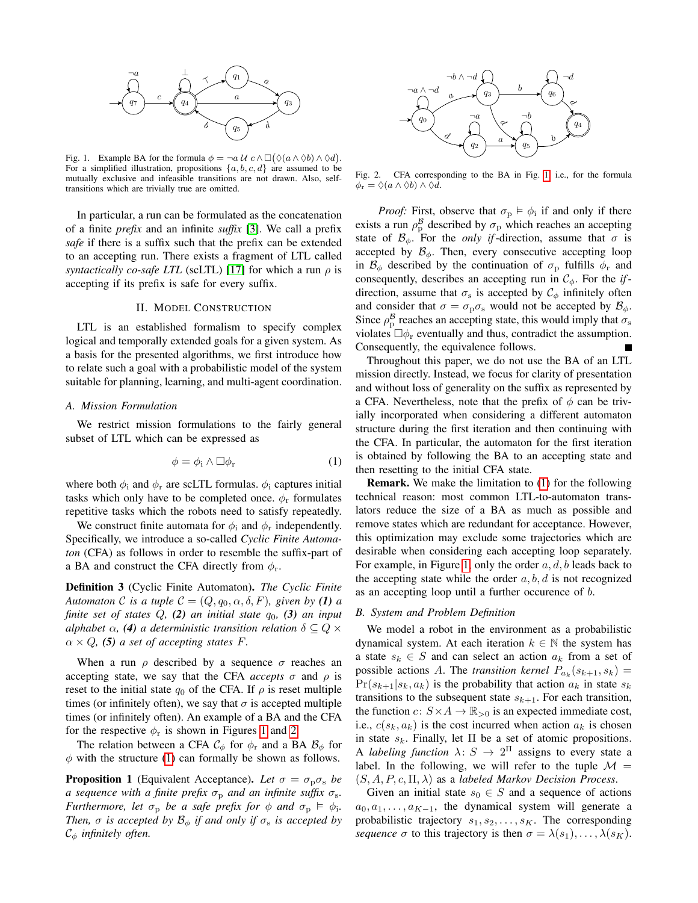Fig. 1. Example BA for the formula $\phi = \neg a \,\mathcal{U}\, c \wedge \Box(\Diamond(a \wedge \Diamond b) \wedge \Diamond d)$. For a simplified illustration, propositions $\{a, b, c, d\}$ are assumed to be mutually exclusive and infeasible transitions are not drawn. Also, self-transitions which are trivially true are omitted.

In particular, a run can be formulated as the concatenation of a finite *prefix* and an infinite *suffix* [3]. We call a prefix *safe* if there is a suffix such that the prefix can be extended to an accepting run. There exists a fragment of LTL called *syntactically co-safe LTL* (scLTL) [17] for which a run $\rho$ is accepting if its prefix is safe for every suffix.

## II. Model Construction

LTL is an established formalism to specify complex logical and temporally extended goals for a given system. As a basis for the presented algorithms, we first introduce how to relate such a goal with a probabilistic model of the system suitable for planning, learning, and multi-agent coordination.

### A. Mission Formulation

We restrict mission formulations to the fairly general subset of LTL which can be expressed as

$$\phi = \phi_{\mathrm{i}} \wedge \Box \phi_{\mathrm{r}} \tag{1}$$

where both $\phi_{\mathrm{i}}$ and $\phi_{\mathrm{r}}$ are scLTL formulas. $\phi_{\mathrm{i}}$ captures initial tasks which only have to be completed once. $\phi_{\mathrm{r}}$ formulates repetitive tasks which the robots need to satisfy repeatedly.

We construct finite automata for $\phi_{\mathrm{i}}$ and $\phi_{\mathrm{r}}$ independently. Specifically, we introduce a so-called *Cyclic Finite Automaton* (CFA) as follows in order to resemble the suffix-part of a BA and construct the CFA directly from $\phi_{\mathrm{r}}$.

**Definition 3** (Cyclic Finite Automaton)**.** *The Cyclic Finite Automaton $\mathcal{C}$ is a tuple $\mathcal{C} = (Q, q_0, \alpha, \delta, F)$, given by **(1)** a finite set of states $Q$, **(2)** an initial state $q_0$, **(3)** an input alphabet $\alpha$, **(4)** a deterministic transition relation $\delta \subseteq Q \times \alpha \times Q$, **(5)** a set of accepting states $F$.*

When a run $\rho$ described by a sequence $\sigma$ reaches an accepting state, we say that the CFA *accepts* $\sigma$ and $\rho$ is reset to the initial state $q_0$ of the CFA. If $\rho$ is reset multiple times (or infinitely often), we say that $\sigma$ is accepted multiple times (or infinitely often). An example of a BA and the CFA for the respective $\phi_{\mathrm{r}}$ is shown in Figures 1 and 2.

The relation between a CFA $\mathcal{C}_\phi$ for $\phi_{\mathrm{r}}$ and a BA $\mathcal{B}_\phi$ for $\phi$ with the structure (1) can formally be shown as follows.

**Proposition 1** (Equivalent Acceptance)**.** *Let $\sigma = \sigma_{\mathrm{p}}\sigma_{\mathrm{s}}$ be a sequence with a finite prefix $\sigma_{\mathrm{p}}$ and an infinite suffix $\sigma_{\mathrm{s}}$. Furthermore, let $\sigma_{\mathrm{p}}$ be a safe prefix for $\phi$ and $\sigma_{\mathrm{p}} \vDash \phi_{\mathrm{i}}$. Then, $\sigma$ is accepted by $\mathcal{B}_\phi$ if and only if $\sigma_{\mathrm{s}}$ is accepted by $\mathcal{C}_\phi$ infinitely often.*

Fig. 2. CFA corresponding to the BA in Fig. 1, i.e., for the formula $\phi_{\mathrm{r}} = \Diamond(a \wedge \Diamond b) \wedge \Diamond d$.

*Proof:* First, observe that $\sigma_{\mathrm{p}} \vDash \phi_{\mathrm{i}}$ if and only if there exists a run $\rho_{\mathrm{p}}^{\mathcal{B}}$ described by $\sigma_{\mathrm{p}}$ which reaches an accepting state of $\mathcal{B}_\phi$. For the *only if*-direction, assume that $\sigma$ is accepted by $\mathcal{B}_\phi$. Then, every consecutive accepting loop in $\mathcal{B}_\phi$ described by the continuation of $\sigma_{\mathrm{p}}$ fulfills $\phi_{\mathrm{r}}$ and consequently, describes an accepting run in $\mathcal{C}_\phi$. For the *if*-direction, assume that $\sigma_{\mathrm{s}}$ is accepted by $\mathcal{C}_\phi$ infinitely often and consider that $\sigma = \sigma_{\mathrm{p}}\sigma_{\mathrm{s}}$ would not be accepted by $\mathcal{B}_\phi$. Since $\rho_{\mathrm{p}}^{\mathcal{B}}$ reaches an accepting state, this would imply that $\sigma_{\mathrm{s}}$ violates $\Box\phi_{\mathrm{r}}$ eventually and thus, contradict the assumption. Consequently, the equivalence follows. ∎

Throughout this paper, we do not use the BA of an LTL mission directly. Instead, we focus for clarity of presentation and without loss of generality on the suffix as represented by a CFA. Nevertheless, note that the prefix of $\phi$ can be trivially incorporated when considering a different automaton structure during the first iteration and then continuing with the CFA. In particular, the automaton for the first iteration is obtained by following the BA to an accepting state and then resetting to the initial CFA state.

**Remark.** We make the limitation to (1) for the following technical reason: most common LTL-to-automaton translators reduce the size of a BA as much as possible and remove states which are redundant for acceptance. However, this optimization may exclude some trajectories which are desirable when considering each accepting loop separately. For example, in Figure 1, only the order $a, d, b$ leads back to the accepting state while the order $a, b, d$ is not recognized as an accepting loop until a further occurence of $b$.

### B. System and Problem Definition

We model a robot in the environment as a probabilistic dynamical system. At each iteration $k \in \mathbb{N}$ the system has a state $s_k \in S$ and can select an action $a_k$ from a set of possible actions $A$. The *transition kernel* $P_{a_k}(s_{k+1}, s_k) = \Pr(s_{k+1}|s_k, a_k)$ is the probability that action $a_k$ in state $s_k$ transitions to the subsequent state $s_{k+1}$. For each transition, the function $c\colon S \times A \to \mathbb{R}_{>0}$ is an expected immediate cost, i.e., $c(s_k, a_k)$ is the cost incurred when action $a_k$ is chosen in state $s_k$. Finally, let $\Pi$ be a set of atomic propositions. A *labeling function* $\lambda\colon S \to 2^{\Pi}$ assigns to every state a label. In the following, we will refer to the tuple $\mathcal{M} = (S, A, P, c, \Pi, \lambda)$ as a *labeled Markov Decision Process*.

Given an initial state $s_0 \in S$ and a sequence of actions $a_0, a_1, \ldots, a_{K-1}$, the dynamical system will generate a probabilistic trajectory $s_1, s_2, \ldots, s_K$. The corresponding *sequence* $\sigma$ to this trajectory is then $\sigma = \lambda(s_1), \ldots, \lambda(s_K)$.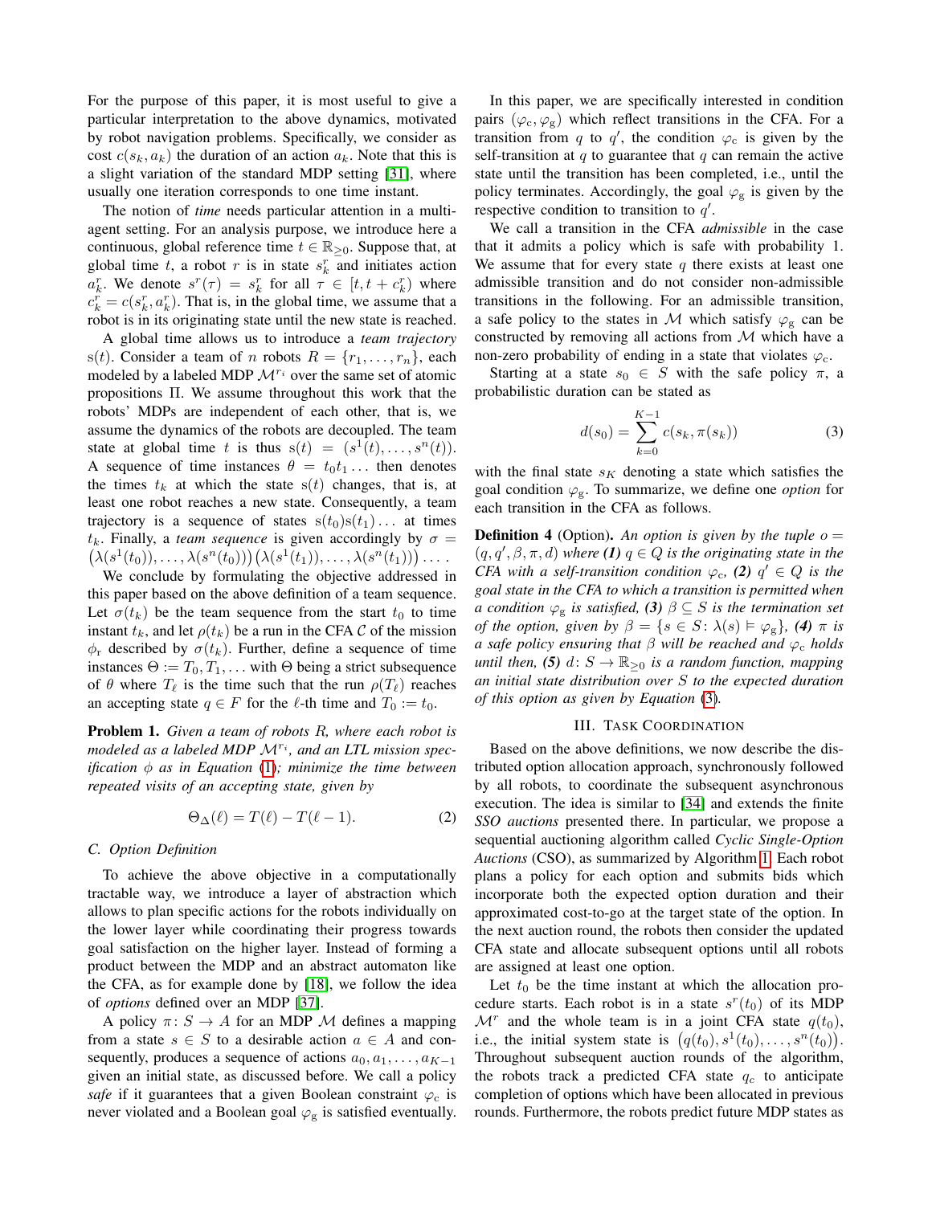For the purpose of this paper, it is most useful to give a particular interpretation to the above dynamics, motivated by robot navigation problems. Specifically, we consider as cost $c(s_k, a_k)$ the duration of an action $a_k$. Note that this is a slight variation of the standard MDP setting [31], where usually one iteration corresponds to one time instant.

The notion of *time* needs particular attention in a multi-agent setting. For an analysis purpose, we introduce here a continuous, global reference time $t \in \mathbb{R}_{\geq 0}$. Suppose that, at global time $t$, a robot $r$ is in state $s_k^r$ and initiates action $a_k^r$. We denote $s^r(\tau) = s_k^r$ for all $\tau \in [t, t + c_k^r)$ where $c_k^r = c(s_k^r, a_k^r)$. That is, in the global time, we assume that a robot is in its originating state until the new state is reached.

A global time allows us to introduce a *team trajectory* $\mathrm{s}(t)$. Consider a team of $n$ robots $R = \{r_1, \dots, r_n\}$, each modeled by a labeled MDP $\mathcal{M}^{r_i}$ over the same set of atomic propositions $\Pi$. We assume throughout this work that the robots' MDPs are independent of each other, that is, we assume the dynamics of the robots are decoupled. The team state at global time $t$ is thus $\mathrm{s}(t) = (s^1(t), \dots, s^n(t))$. A sequence of time instances $\theta = t_0 t_1 \dots$ then denotes the times $t_k$ at which the state $\mathrm{s}(t)$ changes, that is, at least one robot reaches a new state. Consequently, a team trajectory is a sequence of states $\mathrm{s}(t_0)\mathrm{s}(t_1)\dots$ at times $t_k$. Finally, a *team sequence* is given accordingly by $\sigma = \big(\lambda(s^1(t_0)), \dots, \lambda(s^n(t_0))\big)\big(\lambda(s^1(t_1)), \dots, \lambda(s^n(t_1))\big) \dots$.

We conclude by formulating the objective addressed in this paper based on the above definition of a team sequence. Let $\sigma(t_k)$ be the team sequence from the start $t_0$ to time instant $t_k$, and let $\rho(t_k)$ be a run in the CFA $\mathcal{C}$ of the mission $\phi_{\mathrm{r}}$ described by $\sigma(t_k)$. Further, define a sequence of time instances $\Theta := T_0, T_1, \dots$ with $\Theta$ being a strict subsequence of $\theta$ where $T_\ell$ is the time such that the run $\rho(T_\ell)$ reaches an accepting state $q \in F$ for the $\ell$-th time and $T_0 := t_0$.

**Problem 1.** *Given a team of robots $R$, where each robot is modeled as a labeled MDP $\mathcal{M}^{r_i}$, and an LTL mission specification $\phi$ as in Equation (1); minimize the time between repeated visits of an accepting state, given by*

$$\Theta_\Delta(\ell) = T(\ell) - T(\ell - 1). \tag{2}$$

### C. Option Definition

To achieve the above objective in a computationally tractable way, we introduce a layer of abstraction which allows to plan specific actions for the robots individually on the lower layer while coordinating their progress towards goal satisfaction on the higher layer. Instead of forming a product between the MDP and an abstract automaton like the CFA, as for example done by [18], we follow the idea of *options* defined over an MDP [37].

A policy $\pi \colon S \to A$ for an MDP $\mathcal{M}$ defines a mapping from a state $s \in S$ to a desirable action $a \in A$ and consequently, produces a sequence of actions $a_0, a_1, \dots, a_{K-1}$ given an initial state, as discussed before. We call a policy *safe* if it guarantees that a given Boolean constraint $\varphi_{\mathrm{c}}$ is never violated and a Boolean goal $\varphi_{\mathrm{g}}$ is satisfied eventually.

In this paper, we are specifically interested in condition pairs $(\varphi_{\mathrm{c}}, \varphi_{\mathrm{g}})$ which reflect transitions in the CFA. For a transition from $q$ to $q'$, the condition $\varphi_{\mathrm{c}}$ is given by the self-transition at $q$ to guarantee that $q$ can remain the active state until the transition has been completed, i.e., until the policy terminates. Accordingly, the goal $\varphi_{\mathrm{g}}$ is given by the respective condition to transition to $q'$.

We call a transition in the CFA *admissible* in the case that it admits a policy which is safe with probability 1. We assume that for every state $q$ there exists at least one admissible transition and do not consider non-admissible transitions in the following. For an admissible transition, a safe policy to the states in $\mathcal{M}$ which satisfy $\varphi_{\mathrm{g}}$ can be constructed by removing all actions from $\mathcal{M}$ which have a non-zero probability of ending in a state that violates $\varphi_{\mathrm{c}}$.

Starting at a state $s_0 \in S$ with the safe policy $\pi$, a probabilistic duration can be stated as

$$d(s_0) = \sum_{k=0}^{K-1} c(s_k, \pi(s_k)) \tag{3}$$

with the final state $s_K$ denoting a state which satisfies the goal condition $\varphi_{\mathrm{g}}$. To summarize, we define one *option* for each transition in the CFA as follows.

**Definition 4** (Option)**.** *An option is given by the tuple $o = (q, q', \beta, \pi, d)$ where **(1)** $q \in Q$ is the originating state in the CFA with a self-transition condition $\varphi_{\mathrm{c}}$, **(2)** $q' \in Q$ is the goal state in the CFA to which a transition is permitted when a condition $\varphi_{\mathrm{g}}$ is satisfied, **(3)** $\beta \subseteq S$ is the termination set of the option, given by $\beta = \{s \in S \colon \lambda(s) \vDash \varphi_{\mathrm{g}}\}$, **(4)** $\pi$ is a safe policy ensuring that $\beta$ will be reached and $\varphi_{\mathrm{c}}$ holds until then, **(5)** $d \colon S \to \mathbb{R}_{\geq 0}$ is a random function, mapping an initial state distribution over $S$ to the expected duration of this option as given by Equation (3).*

## III. Task Coordination

Based on the above definitions, we now describe the distributed option allocation approach, synchronously followed by all robots, to coordinate the subsequent asynchronous execution. The idea is similar to [34] and extends the finite *SSO auctions* presented there. In particular, we propose a sequential auctioning algorithm called *Cyclic Single-Option Auctions* (CSO), as summarized by Algorithm 1. Each robot plans a policy for each option and submits bids which incorporate both the expected option duration and their approximated cost-to-go at the target state of the option. In the next auction round, the robots then consider the updated CFA state and allocate subsequent options until all robots are assigned at least one option.

Let $t_0$ be the time instant at which the allocation procedure starts. Each robot is in a state $s^r(t_0)$ of its MDP $\mathcal{M}^r$ and the whole team is in a joint CFA state $q(t_0)$, i.e., the initial system state is $\big(q(t_0), s^1(t_0), \dots, s^n(t_0)\big)$. Throughout subsequent auction rounds of the algorithm, the robots track a predicted CFA state $q_c$ to anticipate completion of options which have been allocated in previous rounds. Furthermore, the robots predict future MDP states as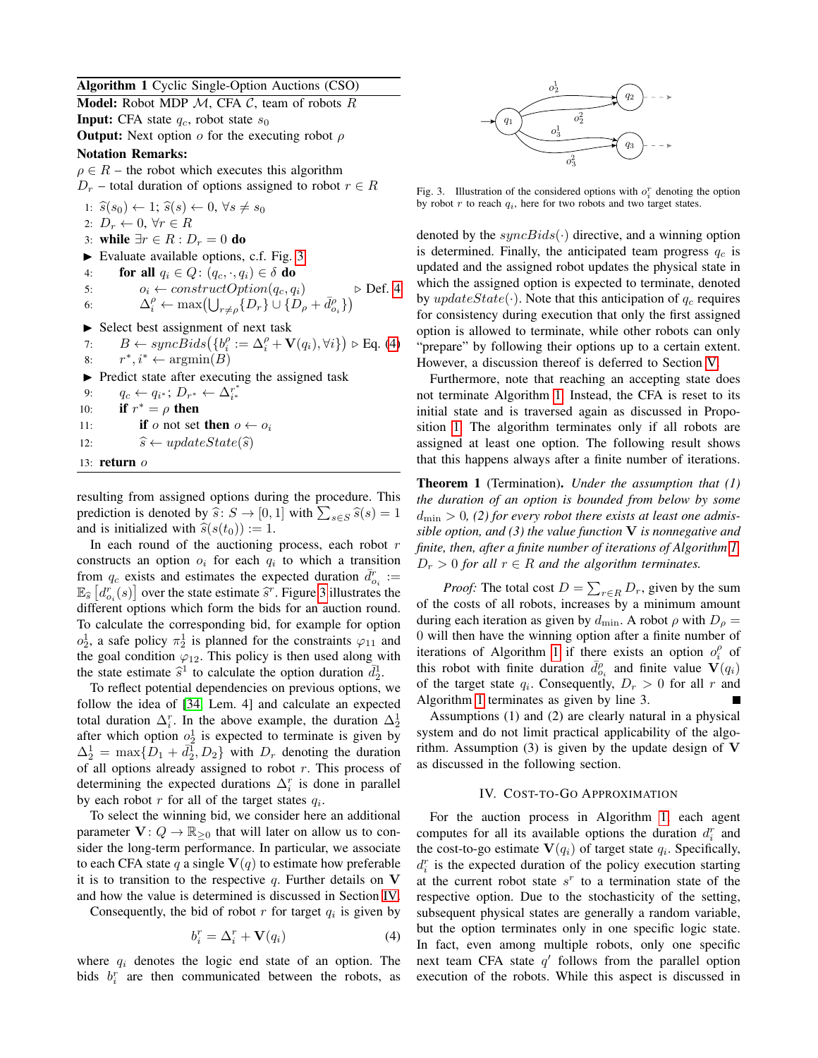**Algorithm 1** Cyclic Single-Option Auctions (CSO)

**Model:** Robot MDP $\mathcal{M}$, CFA $\mathcal{C}$, team of robots $R$
**Input:** CFA state $q_c$, robot state $s_0$
**Output:** Next option $o$ for the executing robot $\rho$
**Notation Remarks:**
$\rho \in R$ – the robot which executes this algorithm
$D_r$ – total duration of options assigned to robot $r \in R$

1: $\widehat{s}(s_0) \leftarrow 1$; $\widehat{s}(s) \leftarrow 0, \forall s \neq s_0$
2: $D_r \leftarrow 0, \forall r \in R$
3: **while** $\exists r \in R : D_r = 0$ **do**
► Evaluate available options, c.f. Fig. 3
4: **for all** $q_i \in Q$: $(q_c, \cdot, q_i) \in \delta$ **do**
5: $o_i \leftarrow constructOption(q_c, q_i)$ ▷ Def. 4
6: $\Delta_i^\rho \leftarrow \max\big(\bigcup_{r \neq \rho}\{D_r\} \cup \{D_\rho + \bar{d}^\rho_{o_i}\}\big)$
► Select best assignment of next task
7: $B \leftarrow syncBids\big(\{b_i^\rho := \Delta_i^\rho + \mathbf{V}(q_i), \forall i\}\big)$ ▷ Eq. (4)
8: $r^*, i^* \leftarrow \text{argmin}(B)$
► Predict state after executing the assigned task
9: $q_c \leftarrow q_{i^*}$; $D_{r^*} \leftarrow \Delta_{i^*}^{r^*}$
10: **if** $r^* = \rho$ **then**
11: **if** $o$ not set **then** $o \leftarrow o_i$
12: $\widehat{s} \leftarrow updateState(\widehat{s})$
13: **return** $o$

resulting from assigned options during the procedure. This prediction is denoted by $\widehat{s}\colon S \to [0,1]$ with $\sum_{s \in S} \widehat{s}(s) = 1$ and is initialized with $\widehat{s}(s(t_0)) := 1$.

In each round of the auctioning process, each robot $r$ constructs an option $o_i$ for each $q_i$ to which a transition from $q_c$ exists and estimates the expected duration $\bar{d}^r_{o_i} := \mathbb{E}_{\widehat{s}}\left[d^r_{o_i}(s)\right]$ over the state estimate $\widehat{s}^r$. Figure 3 illustrates the different options which form the bids for an auction round. To calculate the corresponding bid, for example for option $o_2^1$, a safe policy $\pi_2^1$ is planned for the constraints $\varphi_{11}$ and the goal condition $\varphi_{12}$. This policy is then used along with the state estimate $\widehat{s}^1$ to calculate the option duration $\bar{d}_2^1$.

To reflect potential dependencies on previous options, we follow the idea of [34, Lem. 4] and calculate an expected total duration $\Delta_i^r$. In the above example, the duration $\Delta_2^1$ after which option $o_2^1$ is expected to terminate is given by $\Delta_2^1 = \max\{D_1 + \bar{d}_2^1, D_2\}$ with $D_r$ denoting the duration of all options already assigned to robot $r$. This process of determining the expected durations $\Delta_i^r$ is done in parallel by each robot $r$ for all of the target states $q_i$.

To select the winning bid, we consider here an additional parameter $\mathbf{V}\colon Q \to \mathbb{R}_{\geq 0}$ that will later on allow us to consider the long-term performance. In particular, we associate to each CFA state $q$ a single $\mathbf{V}(q)$ to estimate how preferable it is to transition to the respective $q$. Further details on $\mathbf{V}$ and how the value is determined is discussed in Section IV.

Consequently, the bid of robot $r$ for target $q_i$ is given by

$$b_i^r = \Delta_i^r + \mathbf{V}(q_i) \tag{4}$$

where $q_i$ denotes the logic end state of an option. The bids $b_i^r$ are then communicated between the robots, as denoted by the $syncBids(\cdot)$ directive, and a winning option is determined. Finally, the anticipated team progress $q_c$ is updated and the assigned robot updates the physical state in which the assigned option is expected to terminate, denoted by $updateState(\cdot)$. Note that this anticipation of $q_c$ requires for consistency during execution that only the first assigned option is allowed to terminate, while other robots can only "prepare" by following their options up to a certain extent. However, a discussion thereof is deferred to Section V.

Fig. 3. Illustration of the considered options with $o_i^r$ denoting the option by robot $r$ to reach $q_i$, here for two robots and two target states.

Furthermore, note that reaching an accepting state does not terminate Algorithm 1. Instead, the CFA is reset to its initial state and is traversed again as discussed in Proposition 1. The algorithm terminates only if all robots are assigned at least one option. The following result shows that this happens always after a finite number of iterations.

**Theorem 1** (Termination). *Under the assumption that (1) the duration of an option is bounded from below by some $d_{\min} > 0$, (2) for every robot there exists at least one admissible option, and (3) the value function $\mathbf{V}$ is nonnegative and finite, then, after a finite number of iterations of Algorithm 1, $D_r > 0$ for all $r \in R$ and the algorithm terminates.*

*Proof:* The total cost $D = \sum_{r \in R} D_r$, given by the sum of the costs of all robots, increases by a minimum amount during each iteration as given by $d_{\min}$. A robot $\rho$ with $D_\rho = 0$ will then have the winning option after a finite number of iterations of Algorithm 1 if there exists an option $o_i^\rho$ of this robot with finite duration $\bar{d}^\rho_{o_i}$ and finite value $\mathbf{V}(q_i)$ of the target state $q_i$. Consequently, $D_r > 0$ for all $r$ and Algorithm 1 terminates as given by line 3. ∎

Assumptions (1) and (2) are clearly natural in a physical system and do not limit practical applicability of the algorithm. Assumption (3) is given by the update design of $\mathbf{V}$ as discussed in the following section.

## IV. Cost-to-Go Approximation

For the auction process in Algorithm 1 each agent computes for all its available options the duration $d_i^r$ and the cost-to-go estimate $\mathbf{V}(q_i)$ of target state $q_i$. Specifically, $d_i^r$ is the expected duration of the policy execution starting at the current robot state $s^r$ to a termination state of the respective option. Due to the stochasticity of the setting, subsequent physical states are generally a random variable, but the option terminates only in one specific logic state. In fact, even among multiple robots, only one specific next team CFA state $q'$ follows from the parallel option execution of the robots. While this aspect is discussed in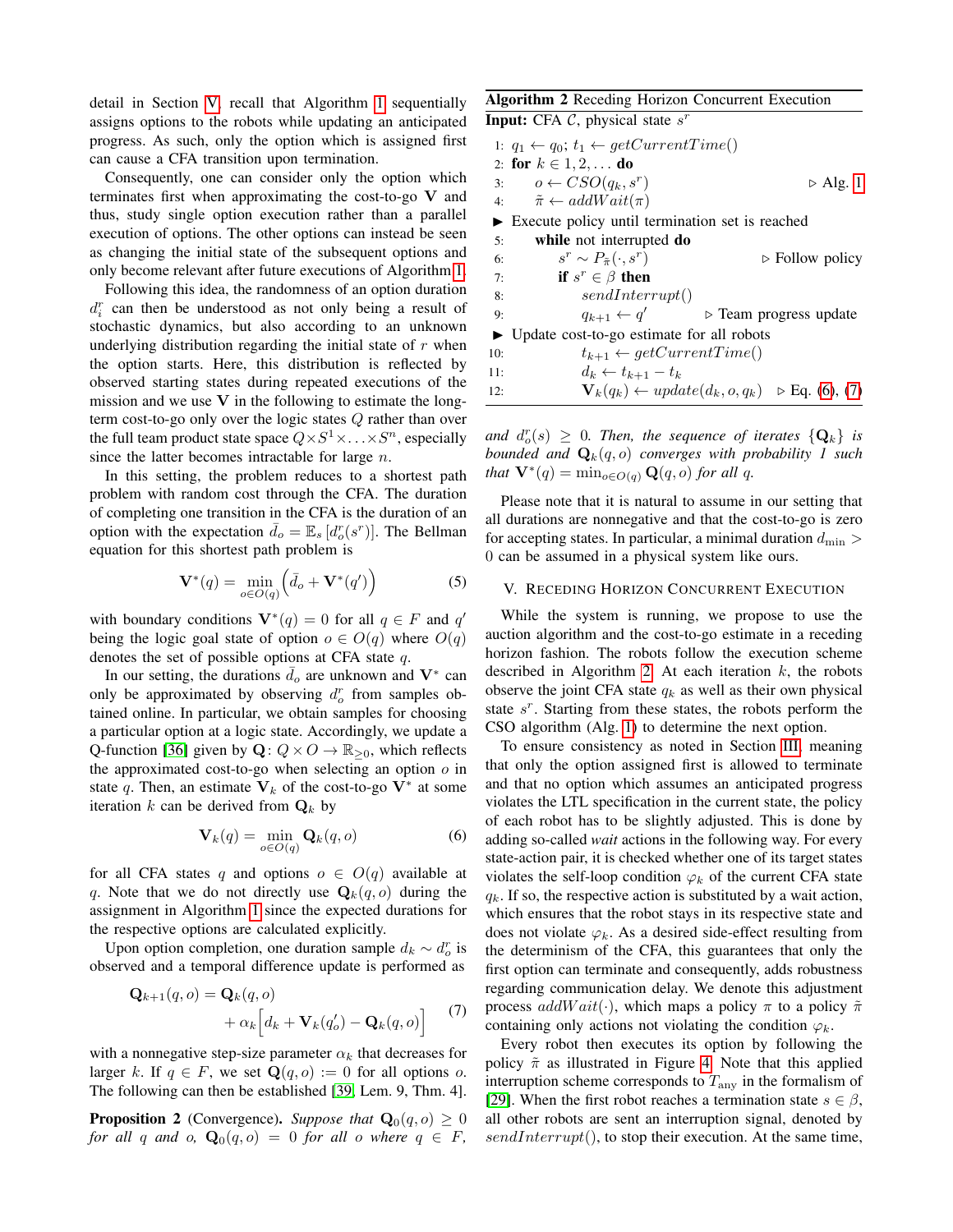detail in Section V, recall that Algorithm 1 sequentially assigns options to the robots while updating an anticipated progress. As such, only the option which is assigned first can cause a CFA transition upon termination.

Consequently, one can consider only the option which terminates first when approximating the cost-to-go $\mathbf{V}$ and thus, study single option execution rather than a parallel execution of options. The other options can instead be seen as changing the initial state of the subsequent options and only become relevant after future executions of Algorithm 1.

Following this idea, the randomness of an option duration $d_i^r$ can then be understood as not only being a result of stochastic dynamics, but also according to an unknown underlying distribution regarding the initial state of $r$ when the option starts. Here, this distribution is reflected by observed starting states during repeated executions of the mission and we use $\mathbf{V}$ in the following to estimate the long-term cost-to-go only over the logic states $Q$ rather than over the full team product state space $Q \times S^1 \times \ldots \times S^n$, especially since the latter becomes intractable for large $n$.

In this setting, the problem reduces to a shortest path problem with random cost through the CFA. The duration of completing one transition in the CFA is the duration of an option with the expectation $\bar{d}_o = \mathbb{E}_s\left[d_o^r(s^r)\right]$. The Bellman equation for this shortest path problem is

$$\mathbf{V}^*(q) = \min_{o \in O(q)} \left(\bar{d}_o + \mathbf{V}^*(q')\right) \tag{5}$$

with boundary conditions $\mathbf{V}^*(q) = 0$ for all $q \in F$ and $q'$ being the logic goal state of option $o \in O(q)$ where $O(q)$ denotes the set of possible options at CFA state $q$.

In our setting, the durations $\bar{d}_o$ are unknown and $\mathbf{V}^*$ can only be approximated by observing $d_o^r$ from samples obtained online. In particular, we obtain samples for choosing a particular option at a logic state. Accordingly, we update a Q-function [36] given by $\mathbf{Q}\colon Q \times O \to \mathbb{R}_{\geq 0}$, which reflects the approximated cost-to-go when selecting an option $o$ in state $q$. Then, an estimate $\mathbf{V}_k$ of the cost-to-go $\mathbf{V}^*$ at some iteration $k$ can be derived from $\mathbf{Q}_k$ by

$$\mathbf{V}_k(q) = \min_{o \in O(q)} \mathbf{Q}_k(q, o) \tag{6}$$

for all CFA states $q$ and options $o \in O(q)$ available at $q$. Note that we do not directly use $\mathbf{Q}_k(q, o)$ during the assignment in Algorithm 1 since the expected durations for the respective options are calculated explicitly.

Upon option completion, one duration sample $d_k \sim d_o^r$ is observed and a temporal difference update is performed as

$$\begin{aligned}\mathbf{Q}_{k+1}(q, o) &= \mathbf{Q}_k(q, o) \\ &\quad + \alpha_k\Big[d_k + \mathbf{V}_k(q_o') - \mathbf{Q}_k(q, o)\Big]\end{aligned} \tag{7}$$

with a nonnegative step-size parameter $\alpha_k$ that decreases for larger $k$. If $q \in F$, we set $\mathbf{Q}(q, o) := 0$ for all options $o$. The following can then be established [39, Lem. 9, Thm. 4].

**Proposition 2** (Convergence). *Suppose that $\mathbf{Q}_0(q, o) \geq 0$ for all $q$ and $o$, $\mathbf{Q}_0(q, o) = 0$ for all $o$ where $q \in F$, and $d_o^r(s) \geq 0$. Then, the sequence of iterates $\{\mathbf{Q}_k\}$ is bounded and $\mathbf{Q}_k(q, o)$ converges with probability 1 such that $\mathbf{V}^*(q) = \min_{o \in O(q)} \mathbf{Q}(q, o)$ for all $q$.*

Please note that it is natural to assume in our setting that all durations are nonnegative and that the cost-to-go is zero for accepting states. In particular, a minimal duration $d_{\min} > 0$ can be assumed in a physical system like ours.

**Algorithm 2** Receding Horizon Concurrent Execution

**Input:** CFA $\mathcal{C}$, physical state $s^r$

```
1:  q_1 ← q_0; t_1 ← getCurrentTime()
2:  for k ∈ 1, 2, ... do
3:      o ← CSO(q_k, s^r)                          ▷ Alg. 1
4:      π̃ ← addWait(π)
▶ Execute policy until termination set is reached
5:      while not interrupted do
6:          s^r ~ P_π̃(·, s^r)                       ▷ Follow policy
7:          if s^r ∈ β then
8:              sendInterrupt()
9:              q_{k+1} ← q'                        ▷ Team progress update
▶ Update cost-to-go estimate for all robots
10:             t_{k+1} ← getCurrentTime()
11:             d_k ← t_{k+1} − t_k
12:             V_k(q_k) ← update(d_k, o, q_k)      ▷ Eq. (6), (7)
```

## V. Receding Horizon Concurrent Execution

While the system is running, we propose to use the auction algorithm and the cost-to-go estimate in a receding horizon fashion. The robots follow the execution scheme described in Algorithm 2. At each iteration $k$, the robots observe the joint CFA state $q_k$ as well as their own physical state $s^r$. Starting from these states, the robots perform the CSO algorithm (Alg. 1) to determine the next option.

To ensure consistency as noted in Section III, meaning that only the option assigned first is allowed to terminate and that no option which assumes an anticipated progress violates the LTL specification in the current state, the policy of each robot has to be slightly adjusted. This is done by adding so-called *wait* actions in the following way. For every state-action pair, it is checked whether one of its target states violates the self-loop condition $\varphi_k$ of the current CFA state $q_k$. If so, the respective action is substituted by a wait action, which ensures that the robot stays in its respective state and does not violate $\varphi_k$. As a desired side-effect resulting from the determinism of the CFA, this guarantees that only the first option can terminate and consequently, adds robustness regarding communication delay. We denote this adjustment process $addWait(\cdot)$, which maps a policy $\pi$ to a policy $\tilde{\pi}$ containing only actions not violating the condition $\varphi_k$.

Every robot then executes its option by following the policy $\tilde{\pi}$ as illustrated in Figure 4. Note that this applied interruption scheme corresponds to $T_{\text{any}}$ in the formalism of [29]. When the first robot reaches a termination state $s \in \beta$, all other robots are sent an interruption signal, denoted by $sendInterrupt()$, to stop their execution. At the same time,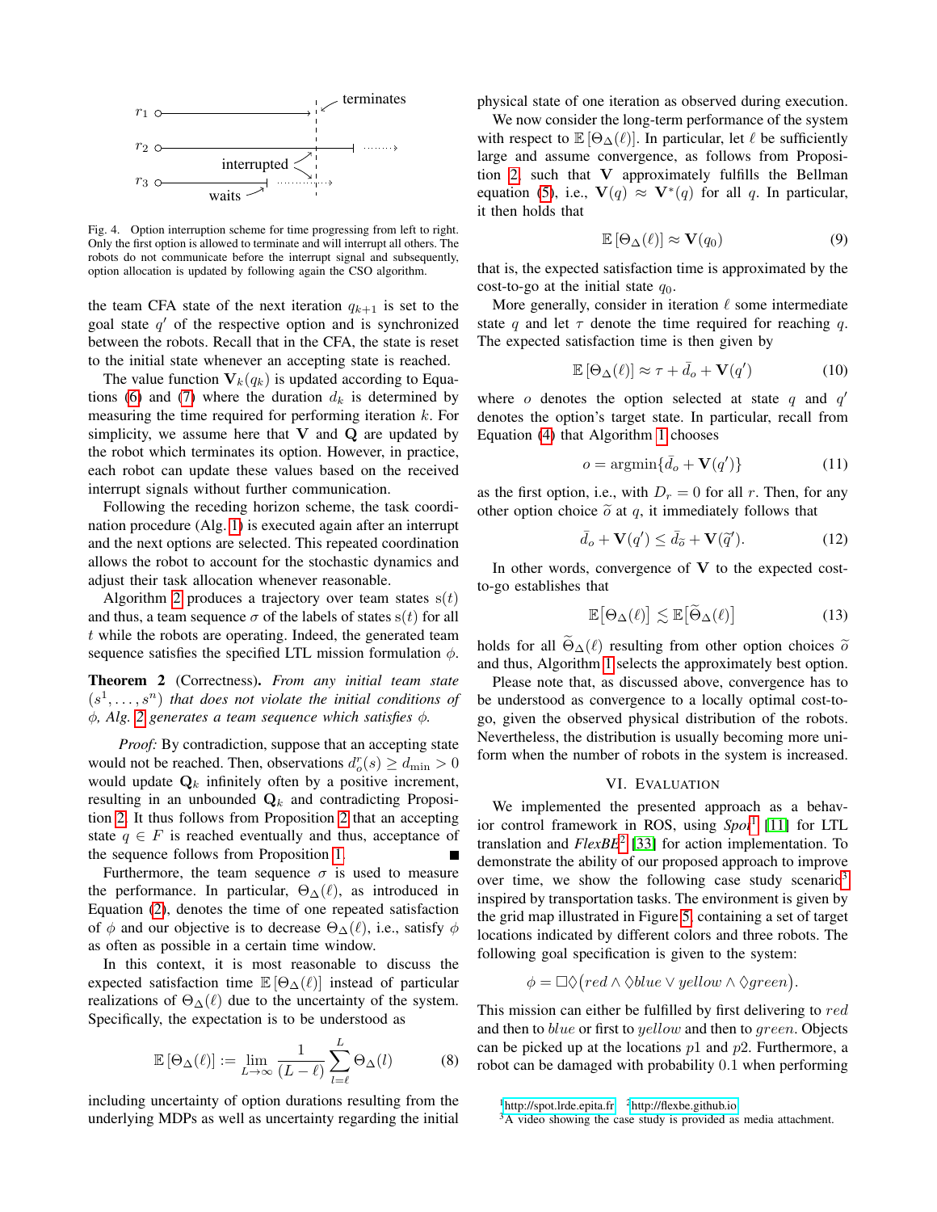Fig. 4. Option interruption scheme for time progressing from left to right. Only the first option is allowed to terminate and will interrupt all others. The robots do not communicate before the interrupt signal and subsequently, option allocation is updated by following again the CSO algorithm.

the team CFA state of the next iteration $q_{k+1}$ is set to the goal state $q'$ of the respective option and is synchronized between the robots. Recall that in the CFA, the state is reset to the initial state whenever an accepting state is reached.

The value function $\mathbf{V}_k(q_k)$ is updated according to Equations (6) and (7) where the duration $d_k$ is determined by measuring the time required for performing iteration $k$. For simplicity, we assume here that $\mathbf{V}$ and $\mathbf{Q}$ are updated by the robot which terminates its option. However, in practice, each robot can update these values based on the received interrupt signals without further communication.

Following the receding horizon scheme, the task coordination procedure (Alg. 1) is executed again after an interrupt and the next options are selected. This repeated coordination allows the robot to account for the stochastic dynamics and adjust their task allocation whenever reasonable.

Algorithm 2 produces a trajectory over team states $\mathrm{s}(t)$ and thus, a team sequence $\sigma$ of the labels of states $\mathrm{s}(t)$ for all $t$ while the robots are operating. Indeed, the generated team sequence satisfies the specified LTL mission formulation $\phi$.

**Theorem 2** (Correctness). *From any initial team state $(s^1, \ldots, s^n)$ that does not violate the initial conditions of $\phi$, Alg. 2 generates a team sequence which satisfies $\phi$.*

*Proof:* By contradiction, suppose that an accepting state would not be reached. Then, observations $d_o^r(s) \geq d_{\min} > 0$ would update $\mathbf{Q}_k$ infinitely often by a positive increment, resulting in an unbounded $\mathbf{Q}_k$ and contradicting Proposition 2. It thus follows from Proposition 2 that an accepting state $q \in F$ is reached eventually and thus, acceptance of the sequence follows from Proposition 1. ∎

Furthermore, the team sequence $\sigma$ is used to measure the performance. In particular, $\Theta_\Delta(\ell)$, as introduced in Equation (2), denotes the time of one repeated satisfaction of $\phi$ and our objective is to decrease $\Theta_\Delta(\ell)$, i.e., satisfy $\phi$ as often as possible in a certain time window.

In this context, it is most reasonable to discuss the expected satisfaction time $\mathbb{E}\left[\Theta_\Delta(\ell)\right]$ instead of particular realizations of $\Theta_\Delta(\ell)$ due to the uncertainty of the system. Specifically, the expectation is to be understood as

$$\mathbb{E}\left[\Theta_\Delta(\ell)\right] := \lim_{L\to\infty} \frac{1}{(L-\ell)} \sum_{l=\ell}^{L} \Theta_\Delta(l) \tag{8}$$

including uncertainty of option durations resulting from the underlying MDPs as well as uncertainty regarding the initial physical state of one iteration as observed during execution.

We now consider the long-term performance of the system with respect to $\mathbb{E}\left[\Theta_\Delta(\ell)\right]$. In particular, let $\ell$ be sufficiently large and assume convergence, as follows from Proposition 2, such that $\mathbf{V}$ approximately fulfills the Bellman equation (5), i.e., $\mathbf{V}(q) \approx \mathbf{V}^*(q)$ for all $q$. In particular, it then holds that

$$\mathbb{E}\left[\Theta_\Delta(\ell)\right] \approx \mathbf{V}(q_0) \tag{9}$$

that is, the expected satisfaction time is approximated by the cost-to-go at the initial state $q_0$.

More generally, consider in iteration $\ell$ some intermediate state $q$ and let $\tau$ denote the time required for reaching $q$. The expected satisfaction time is then given by

$$\mathbb{E}\left[\Theta_\Delta(\ell)\right] \approx \tau + \bar{d}_o + \mathbf{V}(q') \tag{10}$$

where $o$ denotes the option selected at state $q$ and $q'$ denotes the option's target state. In particular, recall from Equation (4) that Algorithm 1 chooses

$$o = \operatorname{argmin}\{\bar{d}_o + \mathbf{V}(q')\} \tag{11}$$

as the first option, i.e., with $D_r = 0$ for all $r$. Then, for any other option choice $\widetilde{o}$ at $q$, it immediately follows that

$$\bar{d}_o + \mathbf{V}(q') \leq \bar{d}_{\widetilde{o}} + \mathbf{V}(\widetilde{q}'). \tag{12}$$

In other words, convergence of $\mathbf{V}$ to the expected cost-to-go establishes that

$$\mathbb{E}\big[\Theta_\Delta(\ell)\big] \lesssim \mathbb{E}\big[\widetilde{\Theta}_\Delta(\ell)\big] \tag{13}$$

holds for all $\widetilde{\Theta}_\Delta(\ell)$ resulting from other option choices $\widetilde{o}$ and thus, Algorithm 1 selects the approximately best option.

Please note that, as discussed above, convergence has to be understood as convergence to a locally optimal cost-to-go, given the observed physical distribution of the robots. Nevertheless, the distribution is usually becoming more uniform when the number of robots in the system is increased.

## VI. Evaluation

We implemented the presented approach as a behavior control framework in ROS, using *Spot*[1] [11] for LTL translation and *FlexBE*[2] [33] for action implementation. To demonstrate the ability of our proposed approach to improve over time, we show the following case study scenario[3] inspired by transportation tasks. The environment is given by the grid map illustrated in Figure 5, containing a set of target locations indicated by different colors and three robots. The following goal specification is given to the system:

$$\phi = \Box\Diamond\big(red \wedge \Diamond blue \vee yellow \wedge \Diamond green\big).$$

This mission can either be fulfilled by first delivering to $red$ and then to $blue$ or first to $yellow$ and then to $green$. Objects can be picked up at the locations $p1$ and $p2$. Furthermore, a robot can be damaged with probability 0.1 when performing

[1] http://spot.lrde.epita.fr [2] http://flexbe.github.io
[3] A video showing the case study is provided as media attachment.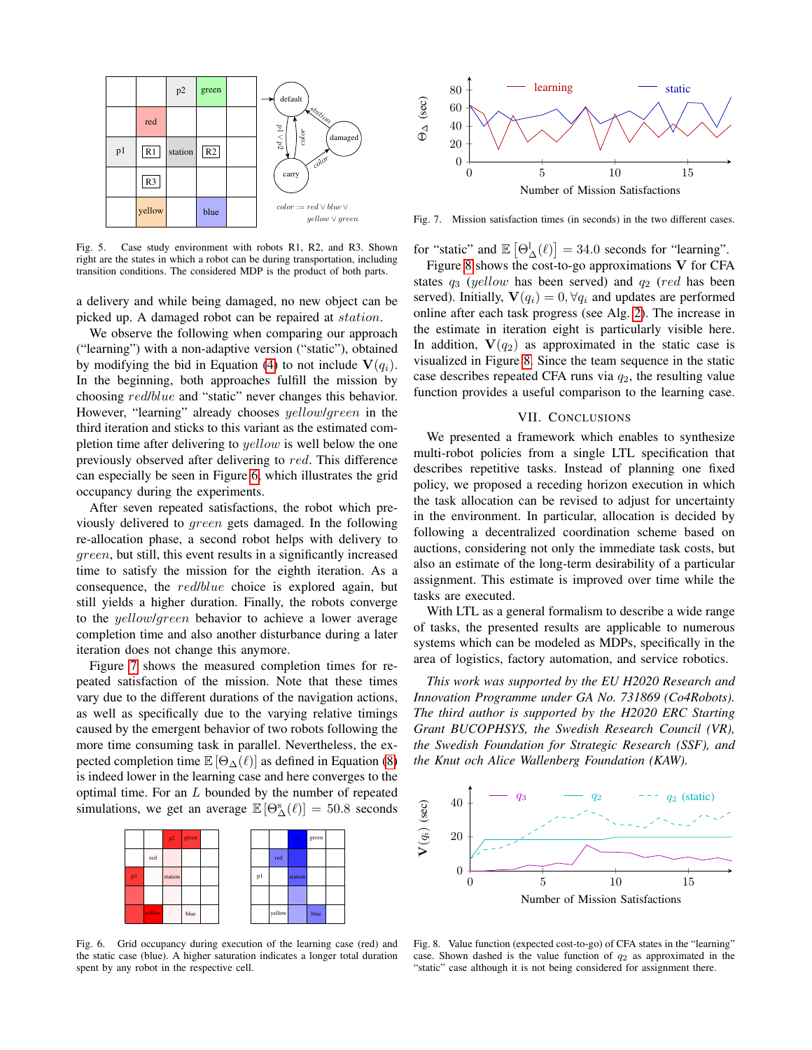Fig. 5. Case study environment with robots R1, R2, and R3. Shown right are the states in which a robot can be during transportation, including transition conditions. The considered MDP is the product of both parts.

a delivery and while being damaged, no new object can be picked up. A damaged robot can be repaired at *station*.

We observe the following when comparing our approach ("learning") with a non-adaptive version ("static"), obtained by modifying the bid in Equation (4) to not include $\mathbf{V}(q_i)$. In the beginning, both approaches fulfill the mission by choosing *red*/*blue* and "static" never changes this behavior. However, "learning" already chooses *yellow*/*green* in the third iteration and sticks to this variant as the estimated completion time after delivering to *yellow* is well below the one previously observed after delivering to *red*. This difference can especially be seen in Figure 6, which illustrates the grid occupancy during the experiments.

After seven repeated satisfactions, the robot which previously delivered to *green* gets damaged. In the following re-allocation phase, a second robot helps with delivery to *green*, but still, this event results in a significantly increased time to satisfy the mission for the eighth iteration. As a consequence, the *red*/*blue* choice is explored again, but still yields a higher duration. Finally, the robots converge to the *yellow*/*green* behavior to achieve a lower average completion time and also another disturbance during a later iteration does not change this anymore.

Figure 7 shows the measured completion times for repeated satisfaction of the mission. Note that these times vary due to the different durations of the navigation actions, as well as specifically due to the varying relative timings caused by the emergent behavior of two robots following the more time consuming task in parallel. Nevertheless, the expected completion time $\mathbb{E}\left[\Theta_\Delta(\ell)\right]$ as defined in Equation (8) is indeed lower in the learning case and here converges to the optimal time. For an $L$ bounded by the number of repeated simulations, we get an average $\mathbb{E}\left[\Theta^{\mathrm{s}}_\Delta(\ell)\right] = 50.8$ seconds

Fig. 6. Grid occupancy during execution of the learning case (red) and the static case (blue). A higher saturation indicates a longer total duration spent by any robot in the respective cell.

Fig. 7. Mission satisfaction times (in seconds) in the two different cases.

for "static" and $\mathbb{E}\left[\Theta^{\mathrm{l}}_\Delta(\ell)\right] = 34.0$ seconds for "learning".

Figure 8 shows the cost-to-go approximations $\mathbf{V}$ for CFA states $q_3$ (*yellow* has been served) and $q_2$ (*red* has been served). Initially, $\mathbf{V}(q_i) = 0, \forall q_i$ and updates are performed online after each task progress (see Alg. 2). The increase in the estimate in iteration eight is particularly visible here. In addition, $\mathbf{V}(q_2)$ as approximated in the static case is visualized in Figure 8. Since the team sequence in the static case describes repeated CFA runs via $q_2$, the resulting value function provides a useful comparison to the learning case.

## VII. Conclusions

We presented a framework which enables to synthesize multi-robot policies from a single LTL specification that describes repetitive tasks. Instead of planning one fixed policy, we proposed a receding horizon execution in which the task allocation can be revised to adjust for uncertainty in the environment. In particular, allocation is decided by following a decentralized coordination scheme based on auctions, considering not only the immediate task costs, but also an estimate of the long-term desirability of a particular assignment. This estimate is improved over time while the tasks are executed.

With LTL as a general formalism to describe a wide range of tasks, the presented results are applicable to numerous systems which can be modeled as MDPs, specifically in the area of logistics, factory automation, and service robotics.

*This work was supported by the EU H2020 Research and Innovation Programme under GA No. 731869 (Co4Robots). The third author is supported by the H2020 ERC Starting Grant BUCOPHSYS, the Swedish Research Council (VR), the Swedish Foundation for Strategic Research (SSF), and the Knut och Alice Wallenberg Foundation (KAW).*

Fig. 8. Value function (expected cost-to-go) of CFA states in the "learning" case. Shown dashed is the value function of $q_2$ as approximated in the "static" case although it is not being considered for assignment there.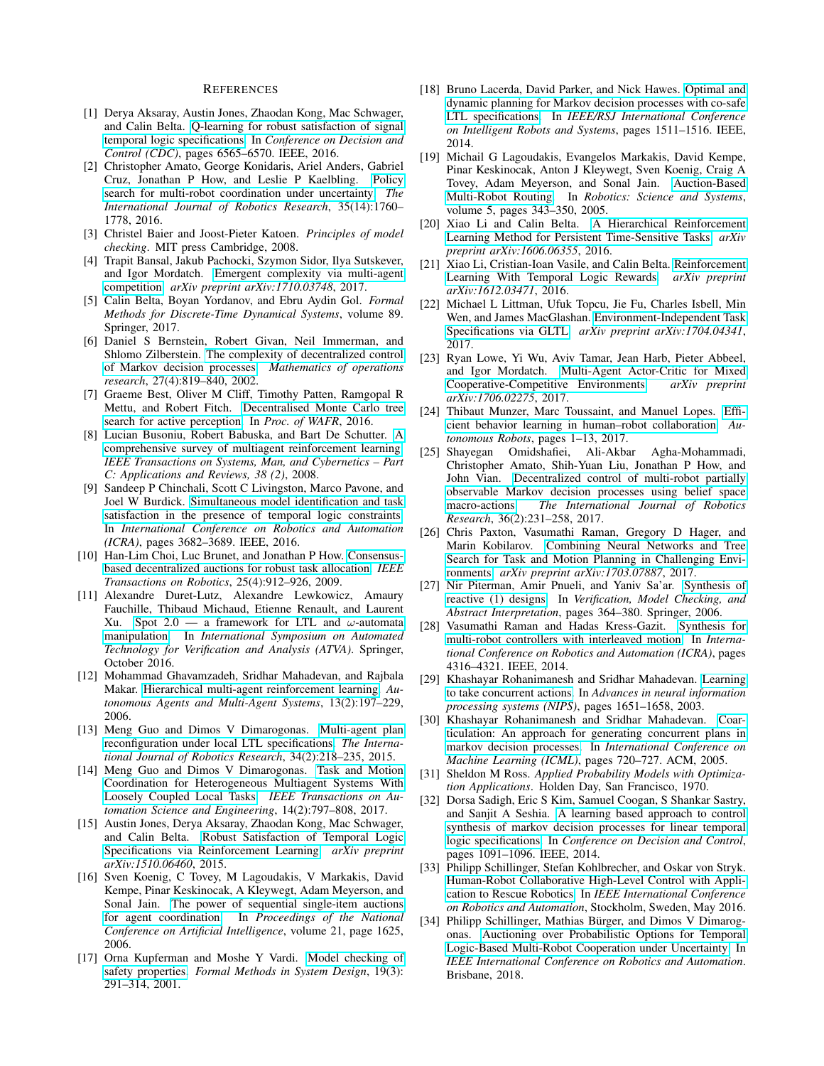# References

[1] Derya Aksaray, Austin Jones, Zhaodan Kong, Mac Schwager, and Calin Belta. Q-learning for robust satisfaction of signal temporal logic specifications. In *Conference on Decision and Control (CDC)*, pages 6565–6570. IEEE, 2016.

[2] Christopher Amato, George Konidaris, Ariel Anders, Gabriel Cruz, Jonathan P How, and Leslie P Kaelbling. Policy search for multi-robot coordination under uncertainty. *The International Journal of Robotics Research*, 35(14):1760–1778, 2016.

[3] Christel Baier and Joost-Pieter Katoen. *Principles of model checking*. MIT press Cambridge, 2008.

[4] Trapit Bansal, Jakub Pachocki, Szymon Sidor, Ilya Sutskever, and Igor Mordatch. Emergent complexity via multi-agent competition. *arXiv preprint arXiv:1710.03748*, 2017.

[5] Calin Belta, Boyan Yordanov, and Ebru Aydin Gol. *Formal Methods for Discrete-Time Dynamical Systems*, volume 89. Springer, 2017.

[6] Daniel S Bernstein, Robert Givan, Neil Immerman, and Shlomo Zilberstein. The complexity of decentralized control of Markov decision processes. *Mathematics of operations research*, 27(4):819–840, 2002.

[7] Graeme Best, Oliver M Cliff, Timothy Patten, Ramgopal R Mettu, and Robert Fitch. Decentralised Monte Carlo tree search for active perception. In *Proc. of WAFR*, 2016.

[8] Lucian Busoniu, Robert Babuska, and Bart De Schutter. A comprehensive survey of multiagent reinforcement learning. *IEEE Transactions on Systems, Man, and Cybernetics – Part C: Applications and Reviews, 38 (2)*, 2008.

[9] Sandeep P Chinchali, Scott C Livingston, Marco Pavone, and Joel W Burdick. Simultaneous model identification and task satisfaction in the presence of temporal logic constraints. In *International Conference on Robotics and Automation (ICRA)*, pages 3682–3689. IEEE, 2016.

[10] Han-Lim Choi, Luc Brunet, and Jonathan P How. Consensus-based decentralized auctions for robust task allocation. *IEEE Transactions on Robotics*, 25(4):912–926, 2009.

[11] Alexandre Duret-Lutz, Alexandre Lewkowicz, Amaury Fauchille, Thibaud Michaud, Etienne Renault, and Laurent Xu. Spot 2.0 — a framework for LTL and $\omega$-automata manipulation. In *International Symposium on Automated Technology for Verification and Analysis (ATVA)*. Springer, October 2016.

[12] Mohammad Ghavamzadeh, Sridhar Mahadevan, and Rajbala Makar. Hierarchical multi-agent reinforcement learning. *Autonomous Agents and Multi-Agent Systems*, 13(2):197–229, 2006.

[13] Meng Guo and Dimos V Dimarogonas. Multi-agent plan reconfiguration under local LTL specifications. *The International Journal of Robotics Research*, 34(2):218–235, 2015.

[14] Meng Guo and Dimos V Dimarogonas. Task and Motion Coordination for Heterogeneous Multiagent Systems With Loosely Coupled Local Tasks. *IEEE Transactions on Automation Science and Engineering*, 14(2):797–808, 2017.

[15] Austin Jones, Derya Aksaray, Zhaodan Kong, Mac Schwager, and Calin Belta. Robust Satisfaction of Temporal Logic Specifications via Reinforcement Learning. *arXiv preprint arXiv:1510.06460*, 2015.

[16] Sven Koenig, C Tovey, M Lagoudakis, V Markakis, David Kempe, Pinar Keskinocak, A Kleywegt, Adam Meyerson, and Sonal Jain. The power of sequential single-item auctions for agent coordination. In *Proceedings of the National Conference on Artificial Intelligence*, volume 21, page 1625, 2006.

[17] Orna Kupferman and Moshe Y Vardi. Model checking of safety properties. *Formal Methods in System Design*, 19(3): 291–314, 2001.

[18] Bruno Lacerda, David Parker, and Nick Hawes. Optimal and dynamic planning for Markov decision processes with co-safe LTL specifications. In *IEEE/RSJ International Conference on Intelligent Robots and Systems*, pages 1511–1516. IEEE, 2014.

[19] Michail G Lagoudakis, Evangelos Markakis, David Kempe, Pinar Keskinocak, Anton J Kleywegt, Sven Koenig, Craig A Tovey, Adam Meyerson, and Sonal Jain. Auction-Based Multi-Robot Routing. In *Robotics: Science and Systems*, volume 5, pages 343–350, 2005.

[20] Xiao Li and Calin Belta. A Hierarchical Reinforcement Learning Method for Persistent Time-Sensitive Tasks. *arXiv preprint arXiv:1606.06355*, 2016.

[21] Xiao Li, Cristian-Ioan Vasile, and Calin Belta. Reinforcement Learning With Temporal Logic Rewards. *arXiv preprint arXiv:1612.03471*, 2016.

[22] Michael L Littman, Ufuk Topcu, Jie Fu, Charles Isbell, Min Wen, and James MacGlashan. Environment-Independent Task Specifications via GLTL. *arXiv preprint arXiv:1704.04341*, 2017.

[23] Ryan Lowe, Yi Wu, Aviv Tamar, Jean Harb, Pieter Abbeel, and Igor Mordatch. Multi-Agent Actor-Critic for Mixed Cooperative-Competitive Environments. *arXiv preprint arXiv:1706.02275*, 2017.

[24] Thibaut Munzer, Marc Toussaint, and Manuel Lopes. Efficient behavior learning in human–robot collaboration. *Autonomous Robots*, pages 1–13, 2017.

[25] Shayegan Omidshafiei, Ali-Akbar Agha-Mohammadi, Christopher Amato, Shih-Yuan Liu, Jonathan P How, and John Vian. Decentralized control of multi-robot partially observable Markov decision processes using belief space macro-actions. *The International Journal of Robotics Research*, 36(2):231–258, 2017.

[26] Chris Paxton, Vasumathi Raman, Gregory D Hager, and Marin Kobilarov. Combining Neural Networks and Tree Search for Task and Motion Planning in Challenging Environments. *arXiv preprint arXiv:1703.07887*, 2017.

[27] Nir Piterman, Amir Pnueli, and Yaniv Sa'ar. Synthesis of reactive (1) designs. In *Verification, Model Checking, and Abstract Interpretation*, pages 364–380. Springer, 2006.

[28] Vasumathi Raman and Hadas Kress-Gazit. Synthesis for multi-robot controllers with interleaved motion. In *International Conference on Robotics and Automation (ICRA)*, pages 4316–4321. IEEE, 2014.

[29] Khashayar Rohanimanesh and Sridhar Mahadevan. Learning to take concurrent actions. In *Advances in neural information processing systems (NIPS)*, pages 1651–1658, 2003.

[30] Khashayar Rohanimanesh and Sridhar Mahadevan. Coarticulation: An approach for generating concurrent plans in markov decision processes. In *International Conference on Machine Learning (ICML)*, pages 720–727. ACM, 2005.

[31] Sheldon M Ross. *Applied Probability Models with Optimization Applications*. Holden Day, San Francisco, 1970.

[32] Dorsa Sadigh, Eric S Kim, Samuel Coogan, S Shankar Sastry, and Sanjit A Seshia. A learning based approach to control synthesis of markov decision processes for linear temporal logic specifications. In *Conference on Decision and Control*, pages 1091–1096. IEEE, 2014.

[33] Philipp Schillinger, Stefan Kohlbrecher, and Oskar von Stryk. Human-Robot Collaborative High-Level Control with Application to Rescue Robotics. In *IEEE International Conference on Robotics and Automation*, Stockholm, Sweden, May 2016.

[34] Philipp Schillinger, Mathias Bürger, and Dimos V Dimarogonas. Auctioning over Probabilistic Options for Temporal Logic-Based Multi-Robot Cooperation under Uncertainty. In *IEEE International Conference on Robotics and Automation*. Brisbane, 2018.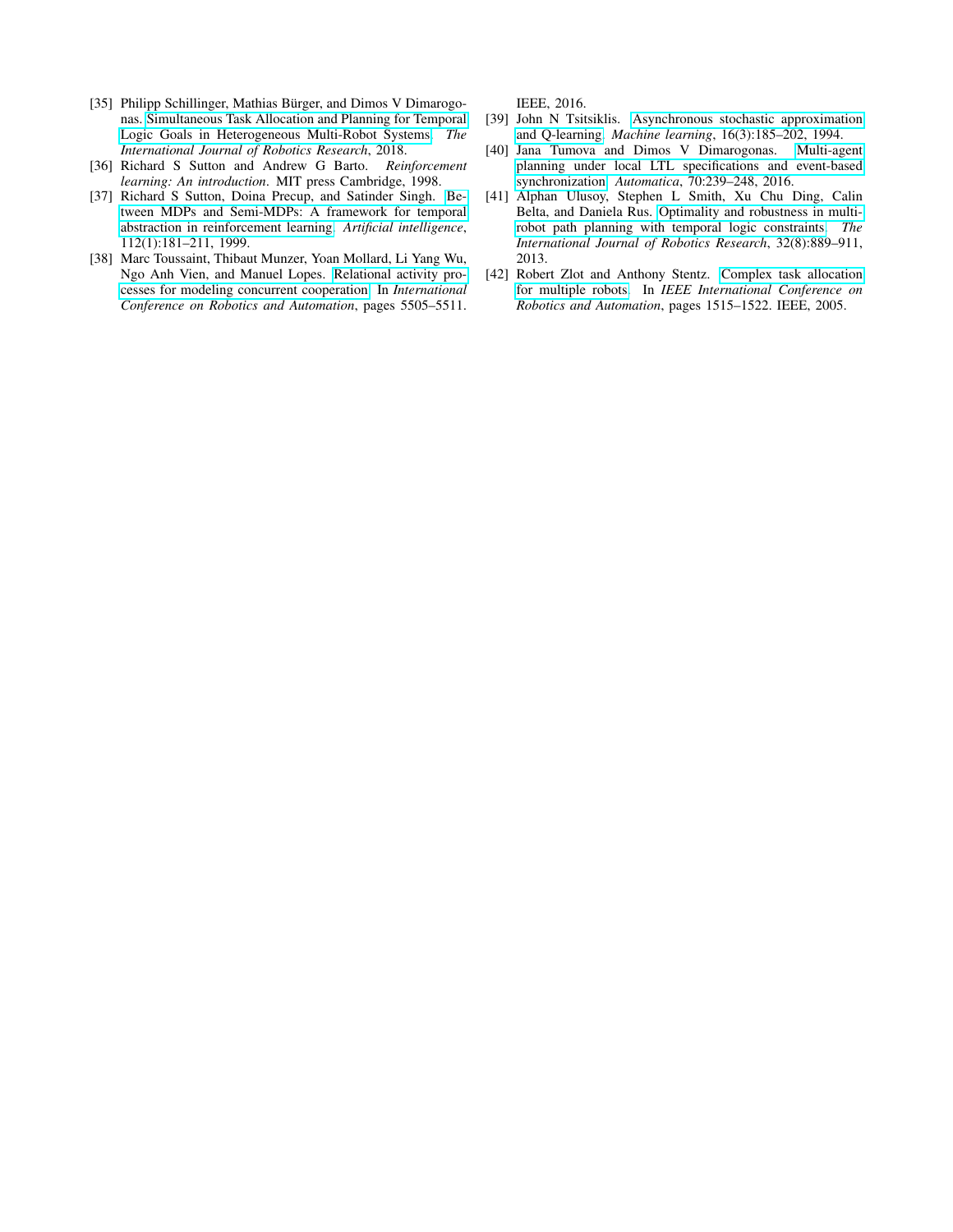[35] Philipp Schillinger, Mathias Bürger, and Dimos V Dimarogonas. Simultaneous Task Allocation and Planning for Temporal Logic Goals in Heterogeneous Multi-Robot Systems. *The International Journal of Robotics Research*, 2018.

[36] Richard S Sutton and Andrew G Barto. *Reinforcement learning: An introduction*. MIT press Cambridge, 1998.

[37] Richard S Sutton, Doina Precup, and Satinder Singh. Between MDPs and Semi-MDPs: A framework for temporal abstraction in reinforcement learning. *Artificial intelligence*, 112(1):181–211, 1999.

[38] Marc Toussaint, Thibaut Munzer, Yoan Mollard, Li Yang Wu, Ngo Anh Vien, and Manuel Lopes. Relational activity processes for modeling concurrent cooperation. In *International Conference on Robotics and Automation*, pages 5505–5511. IEEE, 2016.

[39] John N Tsitsiklis. Asynchronous stochastic approximation and Q-learning. *Machine learning*, 16(3):185–202, 1994.

[40] Jana Tumova and Dimos V Dimarogonas. Multi-agent planning under local LTL specifications and event-based synchronization. *Automatica*, 70:239–248, 2016.

[41] Alphan Ulusoy, Stephen L Smith, Xu Chu Ding, Calin Belta, and Daniela Rus. Optimality and robustness in multi-robot path planning with temporal logic constraints. *The International Journal of Robotics Research*, 32(8):889–911, 2013.

[42] Robert Zlot and Anthony Stentz. Complex task allocation for multiple robots. In *IEEE International Conference on Robotics and Automation*, pages 1515–1522. IEEE, 2005.